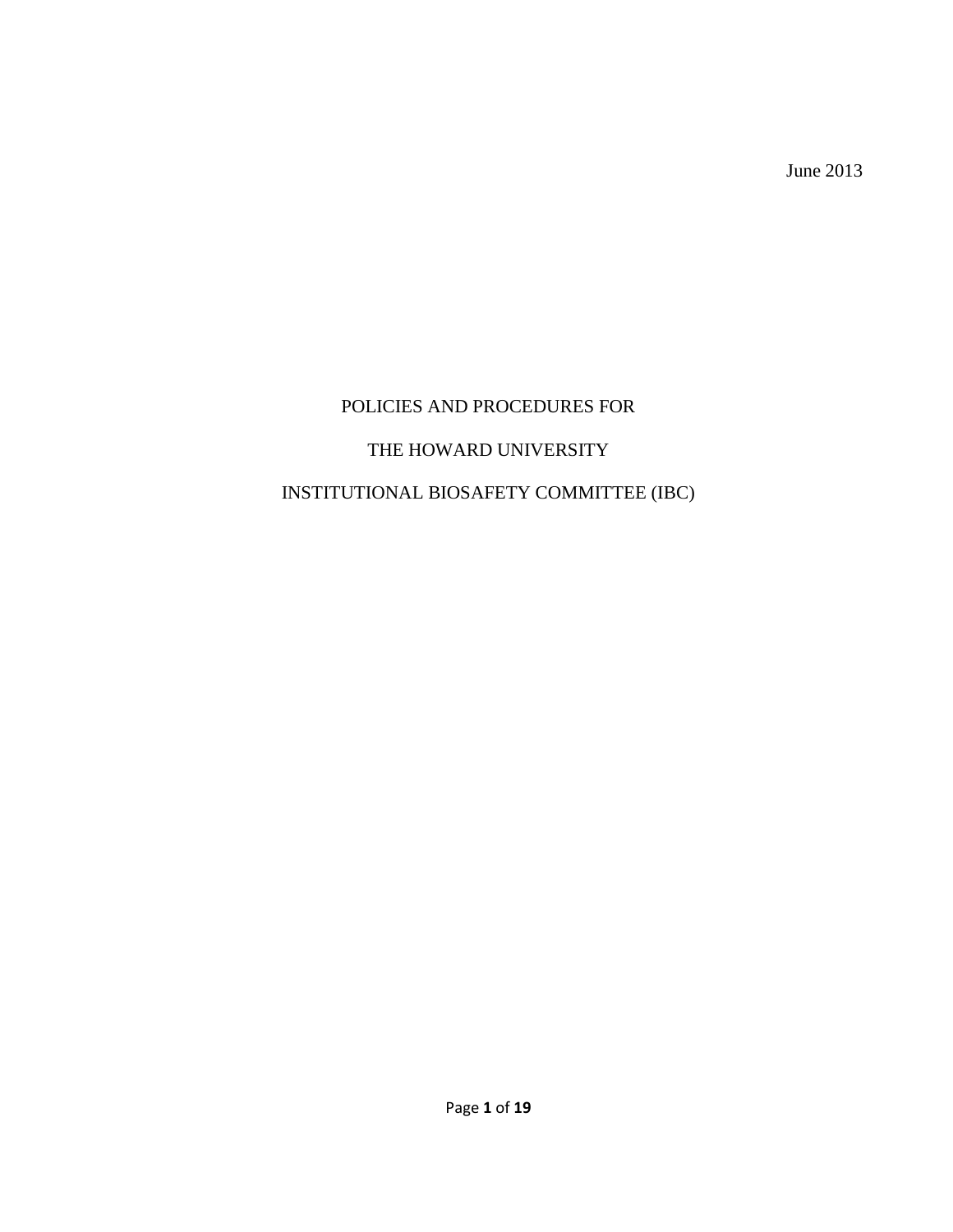June 2013

# POLICIES AND PROCEDURES FOR

# THE HOWARD UNIVERSITY

# INSTITUTIONAL BIOSAFETY COMMITTEE (IBC)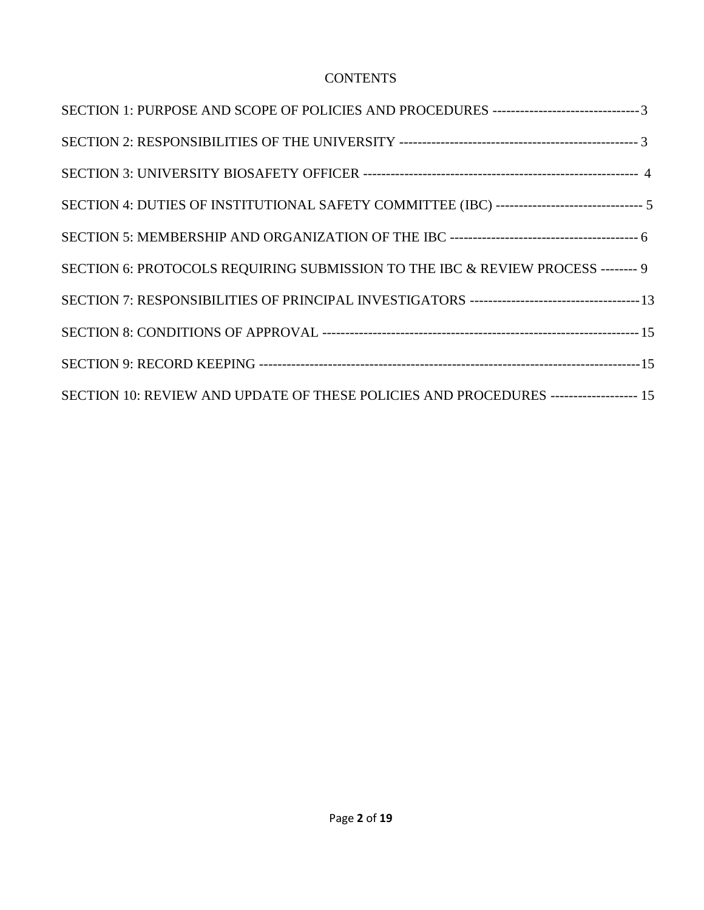# CONTENTS

SECTION 1: PURPOSE AND SCOPE OF POLICIES AND PROCEDURES -------------------------------3

SECTION 2: RESPONSIBILITIES OF THE UNIVERSITY -------------------------------------------------- 3

SECTION 3: UNIVERSITY BIOSAFETY OFFICER --------------------------------------------------------- 4

SECTION 4: DUTIES OF INSTITUTIONAL SAFETY COMMITTEE (IBC) ------------------------------- 5

SECTION 5: MEMBERSHIP AND ORGANIZATION OF THE IBC --------------------------------------- 6

SECTION 6: PROTOCOLS REQUIRING SUBMISSION TO THE IBC & REVIEW PROCESS -------- 9

SECTION 7: RESPONSIBILITIES OF PRINCIPAL INVESTIGATORS ----------------------------------13

SECTION 8: CONDITIONS OF APPROVAL ---------------------------------------------------------------- 15

SECTION 9: RECORD KEEPING ----------------------------------------------------------------------------15

SECTION 10: REVIEW AND UPDATE OF THESE POLICIES AND PROCEDURES ------------------ 15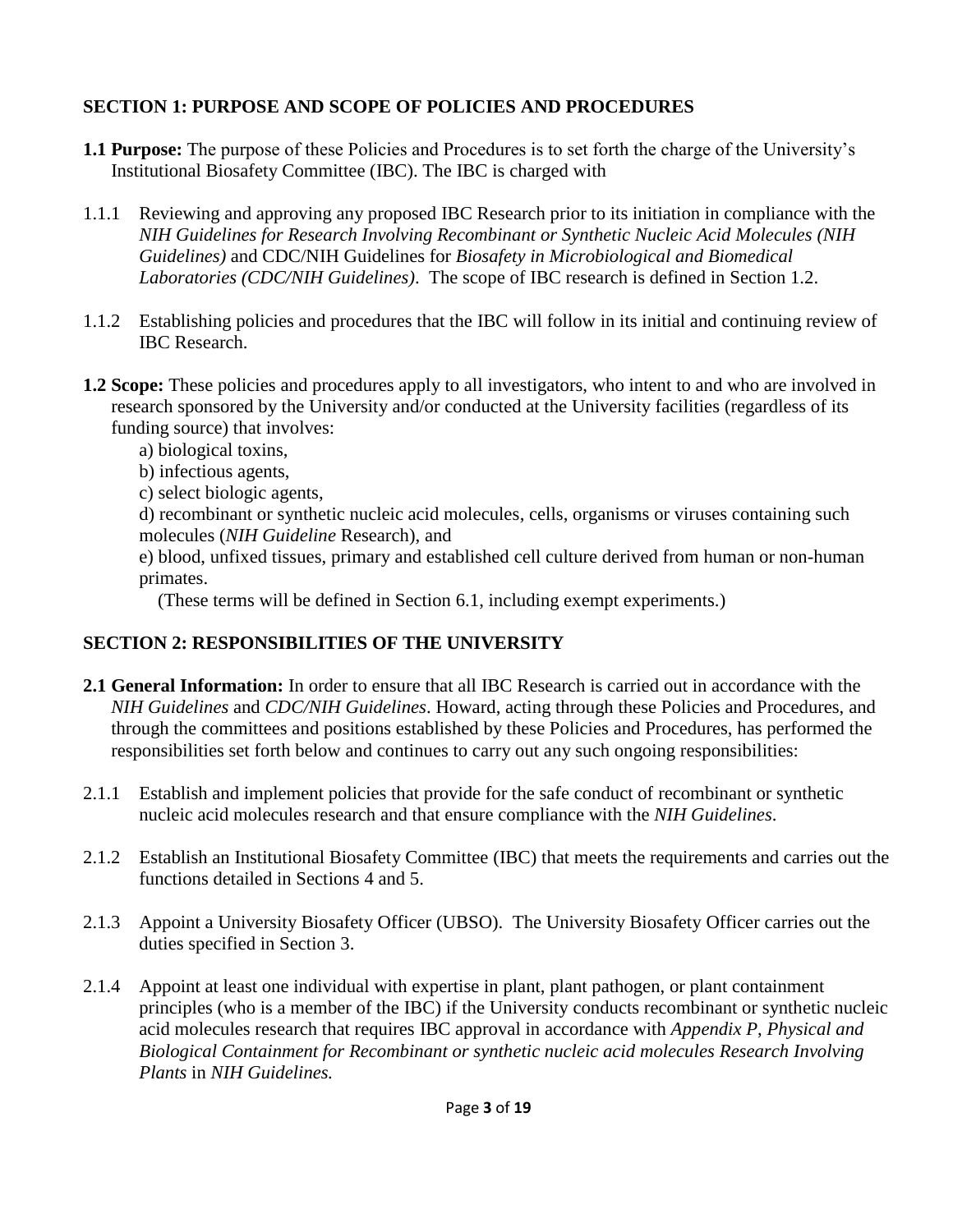## SECTION 1: PURPOSE AND SCOPE OF POLICIES AND PROCEDURES

**1.1 Purpose:** The purpose of these Policies and Procedures is to set forth the charge of the University's Institutional Biosafety Committee (IBC). The IBC is charged with

1.1.1 Reviewing and approving any proposed IBC Research prior to its initiation in compliance with the *NIH Guidelines for Research Involving Recombinant or Synthetic Nucleic Acid Molecules (NIH Guidelines)* and CDC/NIH Guidelines for *Biosafety in Microbiological and Biomedical Laboratories (CDC/NIH Guidelines)*. The scope of IBC research is defined in Section 1.2.

1.1.2 Establishing policies and procedures that the IBC will follow in its initial and continuing review of IBC Research.

**1.2 Scope:** These policies and procedures apply to all investigators, who intent to and who are involved in research sponsored by the University and/or conducted at the University facilities (regardless of its funding source) that involves:

a) biological toxins,

b) infectious agents,

c) select biologic agents,

d) recombinant or synthetic nucleic acid molecules, cells, organisms or viruses containing such molecules (*NIH Guideline* Research), and

e) blood, unfixed tissues, primary and established cell culture derived from human or non-human primates.

(These terms will be defined in Section 6.1, including exempt experiments.)

## SECTION 2: RESPONSIBILITIES OF THE UNIVERSITY

**2.1 General Information:** In order to ensure that all IBC Research is carried out in accordance with the *NIH Guidelines* and *CDC/NIH Guidelines*. Howard, acting through these Policies and Procedures, and through the committees and positions established by these Policies and Procedures, has performed the responsibilities set forth below and continues to carry out any such ongoing responsibilities:

2.1.1 Establish and implement policies that provide for the safe conduct of recombinant or synthetic nucleic acid molecules research and that ensure compliance with the *NIH Guidelines*.

2.1.2 Establish an Institutional Biosafety Committee (IBC) that meets the requirements and carries out the functions detailed in Sections 4 and 5.

2.1.3 Appoint a University Biosafety Officer (UBSO). The University Biosafety Officer carries out the duties specified in Section 3.

2.1.4 Appoint at least one individual with expertise in plant, plant pathogen, or plant containment principles (who is a member of the IBC) if the University conducts recombinant or synthetic nucleic acid molecules research that requires IBC approval in accordance with *Appendix P, Physical and Biological Containment for Recombinant or synthetic nucleic acid molecules Research Involving Plants* in *NIH Guidelines.*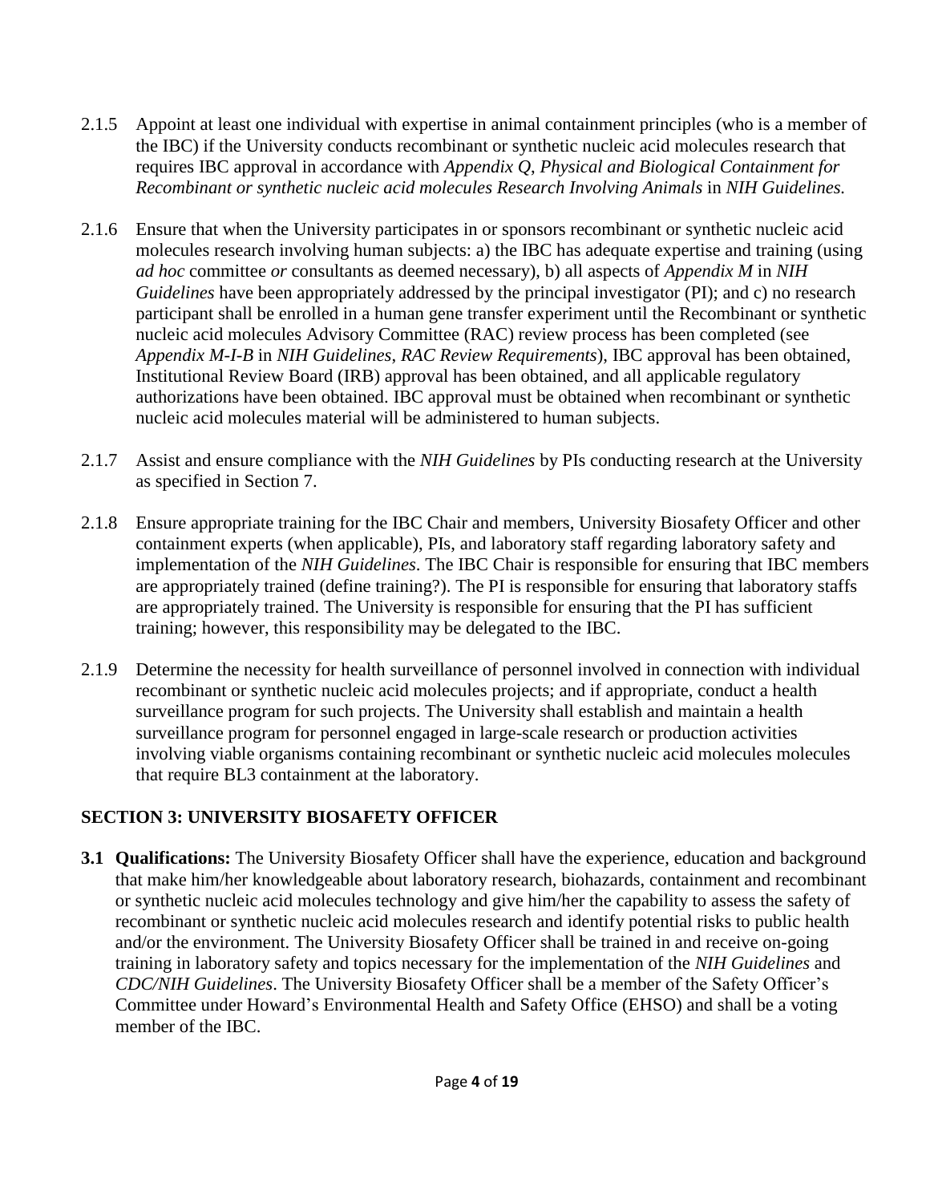2.1.5 Appoint at least one individual with expertise in animal containment principles (who is a member of the IBC) if the University conducts recombinant or synthetic nucleic acid molecules research that requires IBC approval in accordance with *Appendix Q*, *Physical and Biological Containment for Recombinant or synthetic nucleic acid molecules Research Involving Animals* in *NIH Guidelines.*

2.1.6 Ensure that when the University participates in or sponsors recombinant or synthetic nucleic acid molecules research involving human subjects: a) the IBC has adequate expertise and training (using *ad hoc* committee *or* consultants as deemed necessary), b) all aspects of *Appendix M* in *NIH Guidelines* have been appropriately addressed by the principal investigator (PI); and c) no research participant shall be enrolled in a human gene transfer experiment until the Recombinant or synthetic nucleic acid molecules Advisory Committee (RAC) review process has been completed (see *Appendix M-I-B* in *NIH Guidelines*, *RAC Review Requirements*), IBC approval has been obtained, Institutional Review Board (IRB) approval has been obtained, and all applicable regulatory authorizations have been obtained. IBC approval must be obtained when recombinant or synthetic nucleic acid molecules material will be administered to human subjects.

2.1.7 Assist and ensure compliance with the *NIH Guidelines* by PIs conducting research at the University as specified in Section 7.

2.1.8 Ensure appropriate training for the IBC Chair and members, University Biosafety Officer and other containment experts (when applicable), PIs, and laboratory staff regarding laboratory safety and implementation of the *NIH Guidelines*. The IBC Chair is responsible for ensuring that IBC members are appropriately trained (define training?). The PI is responsible for ensuring that laboratory staffs are appropriately trained. The University is responsible for ensuring that the PI has sufficient training; however, this responsibility may be delegated to the IBC.

2.1.9 Determine the necessity for health surveillance of personnel involved in connection with individual recombinant or synthetic nucleic acid molecules projects; and if appropriate, conduct a health surveillance program for such projects. The University shall establish and maintain a health surveillance program for personnel engaged in large-scale research or production activities involving viable organisms containing recombinant or synthetic nucleic acid molecules molecules that require BL3 containment at the laboratory.

## SECTION 3: UNIVERSITY BIOSAFETY OFFICER

**3.1 Qualifications:** The University Biosafety Officer shall have the experience, education and background that make him/her knowledgeable about laboratory research, biohazards, containment and recombinant or synthetic nucleic acid molecules technology and give him/her the capability to assess the safety of recombinant or synthetic nucleic acid molecules research and identify potential risks to public health and/or the environment. The University Biosafety Officer shall be trained in and receive on-going training in laboratory safety and topics necessary for the implementation of the *NIH Guidelines* and *CDC/NIH Guidelines*. The University Biosafety Officer shall be a member of the Safety Officer's Committee under Howard's Environmental Health and Safety Office (EHSO) and shall be a voting member of the IBC.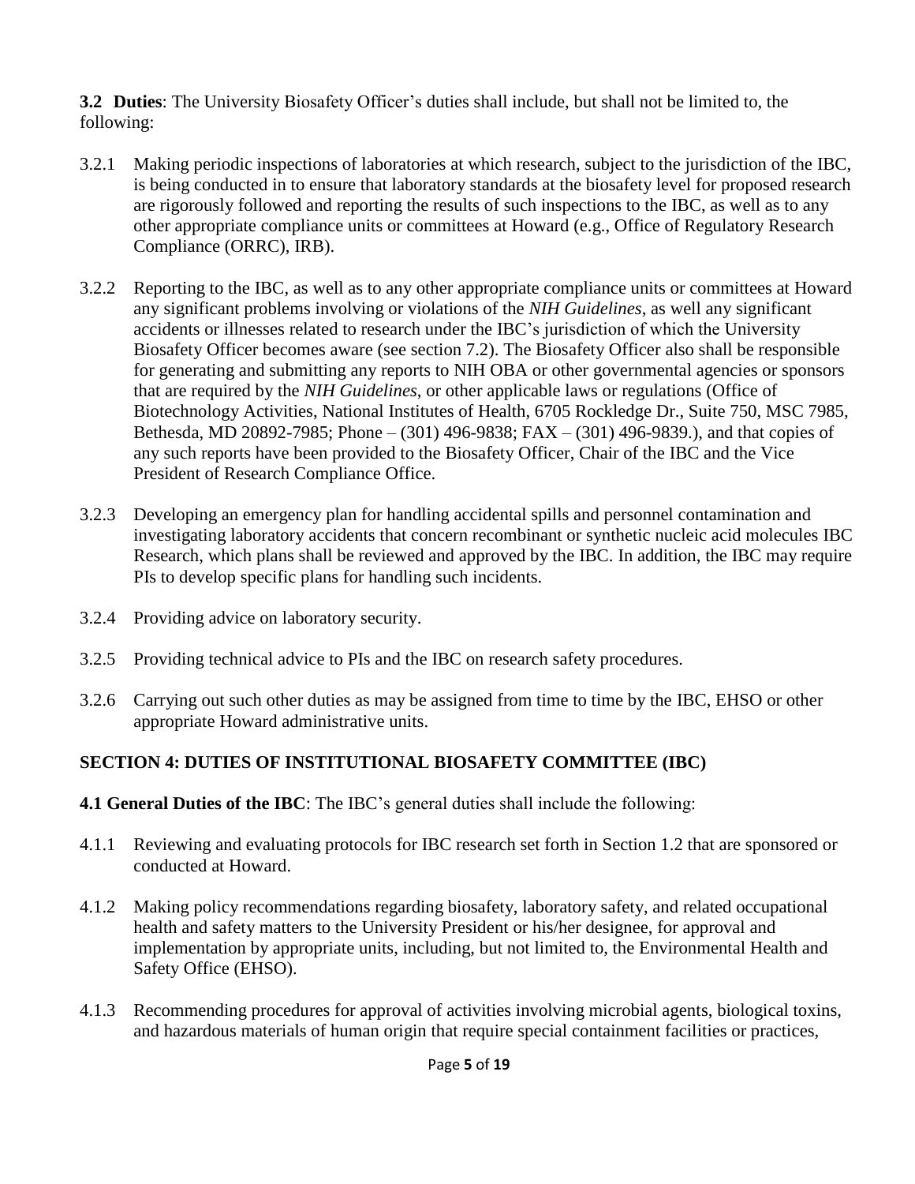**3.2 Duties**: The University Biosafety Officer's duties shall include, but shall not be limited to, the following:

3.2.1 Making periodic inspections of laboratories at which research, subject to the jurisdiction of the IBC, is being conducted in to ensure that laboratory standards at the biosafety level for proposed research are rigorously followed and reporting the results of such inspections to the IBC, as well as to any other appropriate compliance units or committees at Howard (e.g., Office of Regulatory Research Compliance (ORRC), IRB).

3.2.2 Reporting to the IBC, as well as to any other appropriate compliance units or committees at Howard any significant problems involving or violations of the *NIH Guidelines*, as well any significant accidents or illnesses related to research under the IBC's jurisdiction of which the University Biosafety Officer becomes aware (see section 7.2). The Biosafety Officer also shall be responsible for generating and submitting any reports to NIH OBA or other governmental agencies or sponsors that are required by the *NIH Guidelines*, or other applicable laws or regulations (Office of Biotechnology Activities, National Institutes of Health, 6705 Rockledge Dr., Suite 750, MSC 7985, Bethesda, MD 20892-7985; Phone – (301) 496-9838; FAX – (301) 496-9839.), and that copies of any such reports have been provided to the Biosafety Officer, Chair of the IBC and the Vice President of Research Compliance Office.

3.2.3 Developing an emergency plan for handling accidental spills and personnel contamination and investigating laboratory accidents that concern recombinant or synthetic nucleic acid molecules IBC Research, which plans shall be reviewed and approved by the IBC. In addition, the IBC may require PIs to develop specific plans for handling such incidents.

3.2.4 Providing advice on laboratory security.

3.2.5 Providing technical advice to PIs and the IBC on research safety procedures.

3.2.6 Carrying out such other duties as may be assigned from time to time by the IBC, EHSO or other appropriate Howard administrative units.

## SECTION 4: DUTIES OF INSTITUTIONAL BIOSAFETY COMMITTEE (IBC)

**4.1 General Duties of the IBC**: The IBC's general duties shall include the following:

4.1.1 Reviewing and evaluating protocols for IBC research set forth in Section 1.2 that are sponsored or conducted at Howard.

4.1.2 Making policy recommendations regarding biosafety, laboratory safety, and related occupational health and safety matters to the University President or his/her designee, for approval and implementation by appropriate units, including, but not limited to, the Environmental Health and Safety Office (EHSO).

4.1.3 Recommending procedures for approval of activities involving microbial agents, biological toxins, and hazardous materials of human origin that require special containment facilities or practices,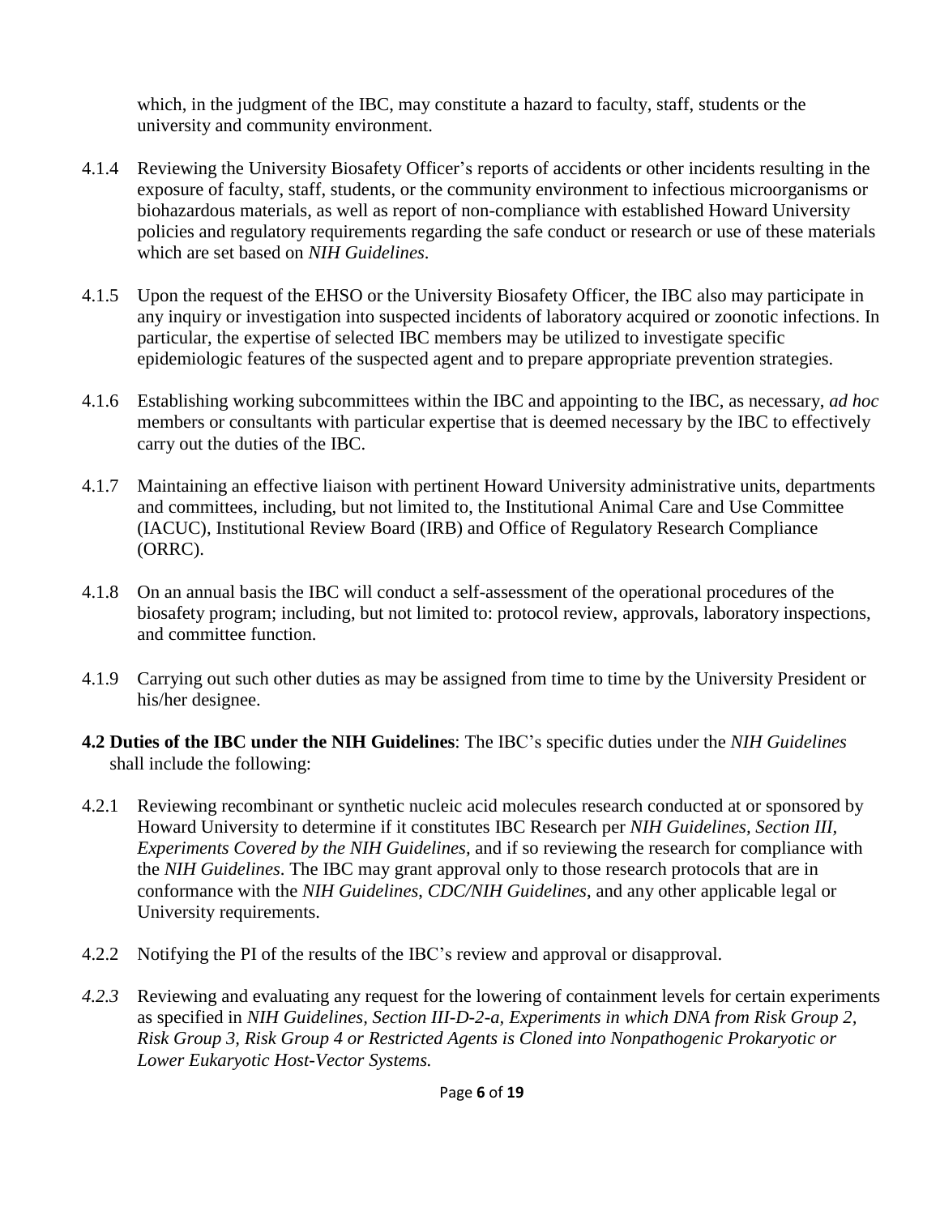which, in the judgment of the IBC, may constitute a hazard to faculty, staff, students or the university and community environment.

4.1.4 Reviewing the University Biosafety Officer's reports of accidents or other incidents resulting in the exposure of faculty, staff, students, or the community environment to infectious microorganisms or biohazardous materials, as well as report of non-compliance with established Howard University policies and regulatory requirements regarding the safe conduct or research or use of these materials which are set based on *NIH Guidelines*.

4.1.5 Upon the request of the EHSO or the University Biosafety Officer, the IBC also may participate in any inquiry or investigation into suspected incidents of laboratory acquired or zoonotic infections. In particular, the expertise of selected IBC members may be utilized to investigate specific epidemiologic features of the suspected agent and to prepare appropriate prevention strategies.

4.1.6 Establishing working subcommittees within the IBC and appointing to the IBC, as necessary, *ad hoc* members or consultants with particular expertise that is deemed necessary by the IBC to effectively carry out the duties of the IBC.

4.1.7 Maintaining an effective liaison with pertinent Howard University administrative units, departments and committees, including, but not limited to, the Institutional Animal Care and Use Committee (IACUC), Institutional Review Board (IRB) and Office of Regulatory Research Compliance (ORRC).

4.1.8 On an annual basis the IBC will conduct a self-assessment of the operational procedures of the biosafety program; including, but not limited to: protocol review, approvals, laboratory inspections, and committee function.

4.1.9 Carrying out such other duties as may be assigned from time to time by the University President or his/her designee.

**4.2 Duties of the IBC under the NIH Guidelines**: The IBC's specific duties under the *NIH Guidelines* shall include the following:

4.2.1 Reviewing recombinant or synthetic nucleic acid molecules research conducted at or sponsored by Howard University to determine if it constitutes IBC Research per *NIH Guidelines, Section III, Experiments Covered by the NIH Guidelines*, and if so reviewing the research for compliance with the *NIH Guidelines*. The IBC may grant approval only to those research protocols that are in conformance with the *NIH Guidelines, CDC/NIH Guidelines*, and any other applicable legal or University requirements.

4.2.2 Notifying the PI of the results of the IBC's review and approval or disapproval.

*4.2.3* Reviewing and evaluating any request for the lowering of containment levels for certain experiments as specified in *NIH Guidelines, Section III-D-2-a, Experiments in which DNA from Risk Group 2, Risk Group 3, Risk Group 4 or Restricted Agents is Cloned into Nonpathogenic Prokaryotic or Lower Eukaryotic Host-Vector Systems.*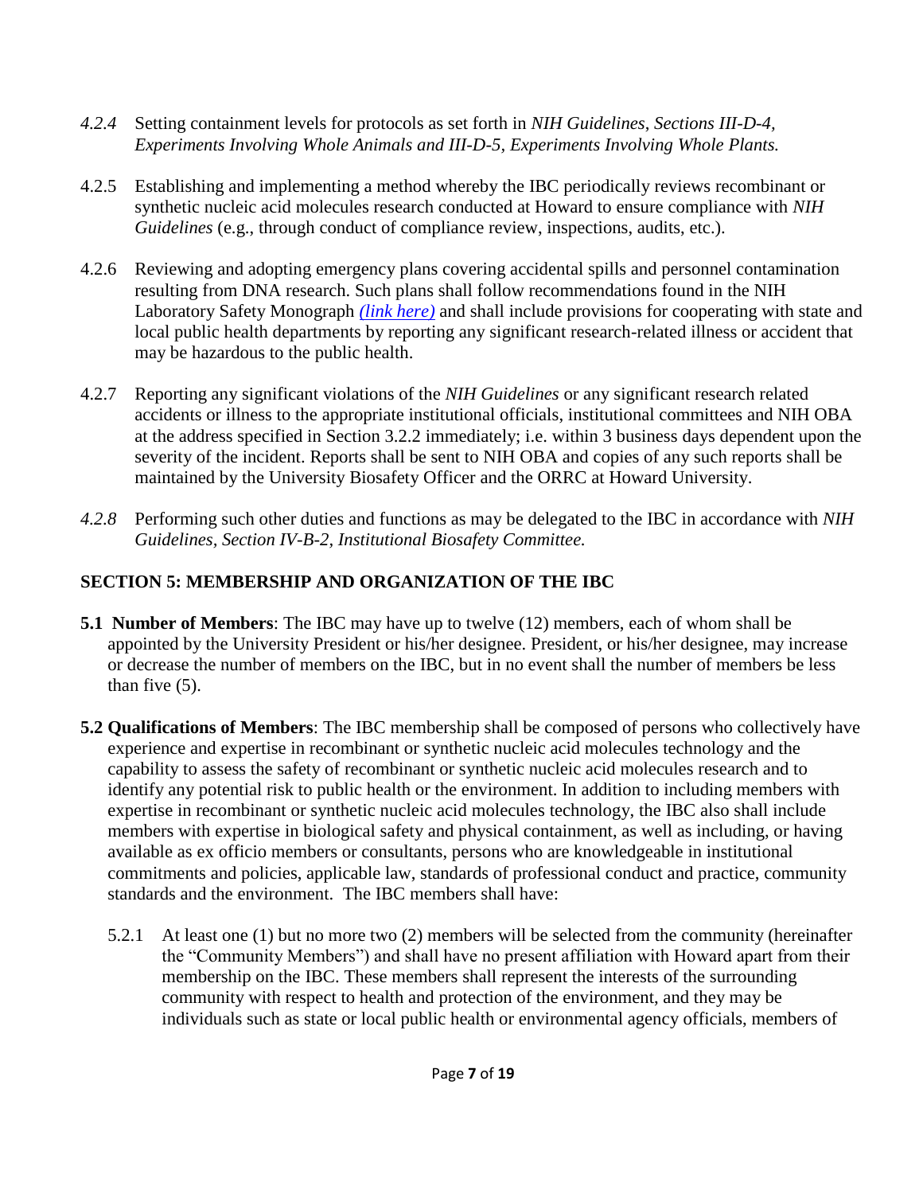*4.2.4* Setting containment levels for protocols as set forth in *NIH Guidelines*, *Sections III-D-4, Experiments Involving Whole Animals and III-D-5, Experiments Involving Whole Plants.*

4.2.5 Establishing and implementing a method whereby the IBC periodically reviews recombinant or synthetic nucleic acid molecules research conducted at Howard to ensure compliance with *NIH Guidelines* (e.g., through conduct of compliance review, inspections, audits, etc.).

4.2.6 Reviewing and adopting emergency plans covering accidental spills and personnel contamination resulting from DNA research. Such plans shall follow recommendations found in the NIH Laboratory Safety Monograph *(link here)* and shall include provisions for cooperating with state and local public health departments by reporting any significant research-related illness or accident that may be hazardous to the public health.

4.2.7 Reporting any significant violations of the *NIH Guidelines* or any significant research related accidents or illness to the appropriate institutional officials, institutional committees and NIH OBA at the address specified in Section 3.2.2 immediately; i.e. within 3 business days dependent upon the severity of the incident. Reports shall be sent to NIH OBA and copies of any such reports shall be maintained by the University Biosafety Officer and the ORRC at Howard University.

*4.2.8* Performing such other duties and functions as may be delegated to the IBC in accordance with *NIH Guidelines*, *Section IV-B-2, Institutional Biosafety Committee.*

## SECTION 5: MEMBERSHIP AND ORGANIZATION OF THE IBC

**5.1 Number of Members**: The IBC may have up to twelve (12) members, each of whom shall be appointed by the University President or his/her designee. President, or his/her designee, may increase or decrease the number of members on the IBC, but in no event shall the number of members be less than five (5).

**5.2 Qualifications of Members**: The IBC membership shall be composed of persons who collectively have experience and expertise in recombinant or synthetic nucleic acid molecules technology and the capability to assess the safety of recombinant or synthetic nucleic acid molecules research and to identify any potential risk to public health or the environment. In addition to including members with expertise in recombinant or synthetic nucleic acid molecules technology, the IBC also shall include members with expertise in biological safety and physical containment, as well as including, or having available as ex officio members or consultants, persons who are knowledgeable in institutional commitments and policies, applicable law, standards of professional conduct and practice, community standards and the environment. The IBC members shall have:

5.2.1 At least one (1) but no more two (2) members will be selected from the community (hereinafter the "Community Members") and shall have no present affiliation with Howard apart from their membership on the IBC. These members shall represent the interests of the surrounding community with respect to health and protection of the environment, and they may be individuals such as state or local public health or environmental agency officials, members of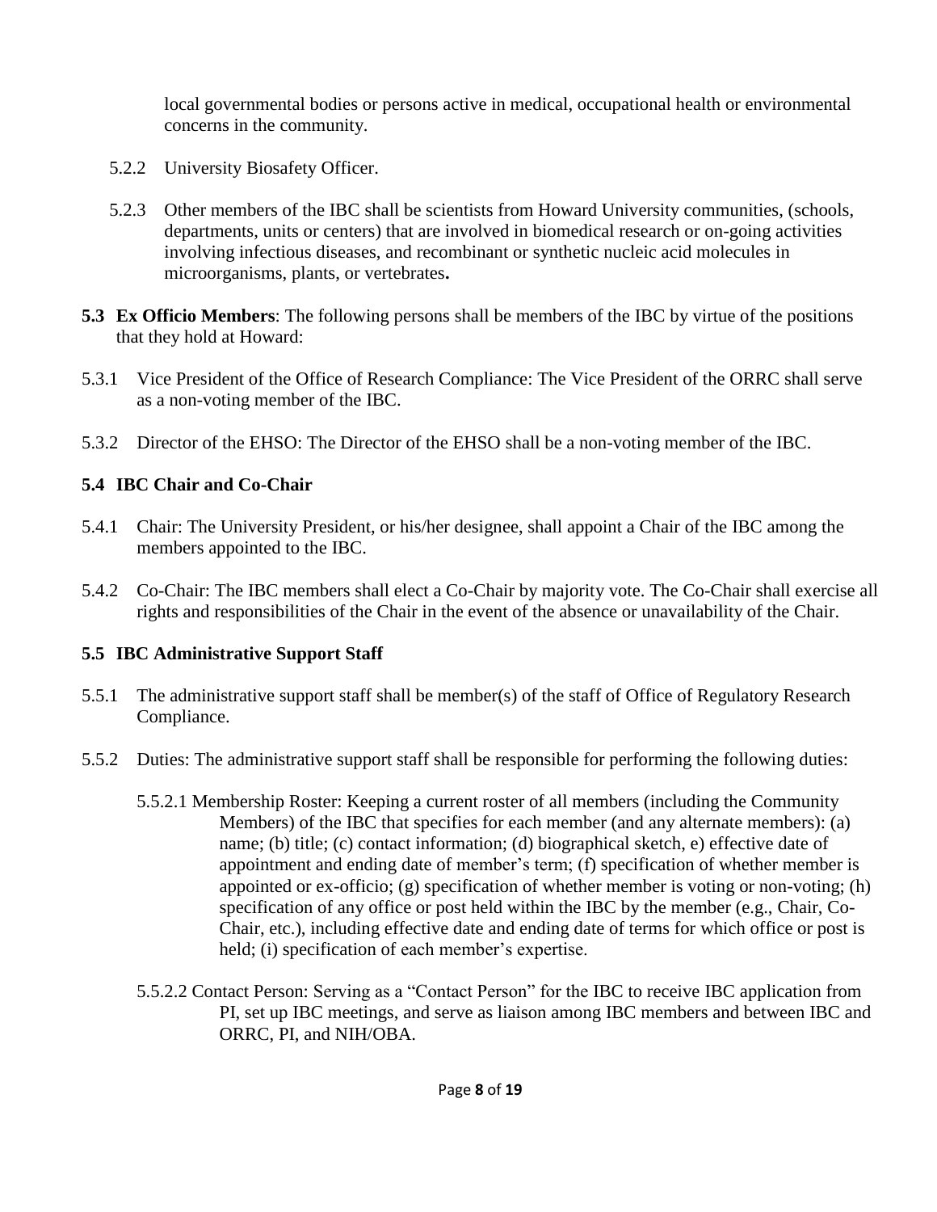local governmental bodies or persons active in medical, occupational health or environmental concerns in the community.

5.2.2 University Biosafety Officer.

5.2.3 Other members of the IBC shall be scientists from Howard University communities, (schools, departments, units or centers) that are involved in biomedical research or on-going activities involving infectious diseases, and recombinant or synthetic nucleic acid molecules in microorganisms, plants, or vertebrates**.**

**5.3 Ex Officio Members**: The following persons shall be members of the IBC by virtue of the positions that they hold at Howard:

5.3.1 Vice President of the Office of Research Compliance: The Vice President of the ORRC shall serve as a non-voting member of the IBC.

5.3.2 Director of the EHSO: The Director of the EHSO shall be a non-voting member of the IBC.

**5.4 IBC Chair and Co-Chair**

5.4.1 Chair: The University President, or his/her designee, shall appoint a Chair of the IBC among the members appointed to the IBC.

5.4.2 Co-Chair: The IBC members shall elect a Co-Chair by majority vote. The Co-Chair shall exercise all rights and responsibilities of the Chair in the event of the absence or unavailability of the Chair.

**5.5 IBC Administrative Support Staff**

5.5.1 The administrative support staff shall be member(s) of the staff of Office of Regulatory Research Compliance.

5.5.2 Duties: The administrative support staff shall be responsible for performing the following duties:

5.5.2.1 Membership Roster: Keeping a current roster of all members (including the Community Members) of the IBC that specifies for each member (and any alternate members): (a) name; (b) title; (c) contact information; (d) biographical sketch, e) effective date of appointment and ending date of member's term; (f) specification of whether member is appointed or ex-officio; (g) specification of whether member is voting or non-voting; (h) specification of any office or post held within the IBC by the member (e.g., Chair, Co-Chair, etc.), including effective date and ending date of terms for which office or post is held; (i) specification of each member's expertise.

5.5.2.2 Contact Person: Serving as a "Contact Person" for the IBC to receive IBC application from PI, set up IBC meetings, and serve as liaison among IBC members and between IBC and ORRC, PI, and NIH/OBA.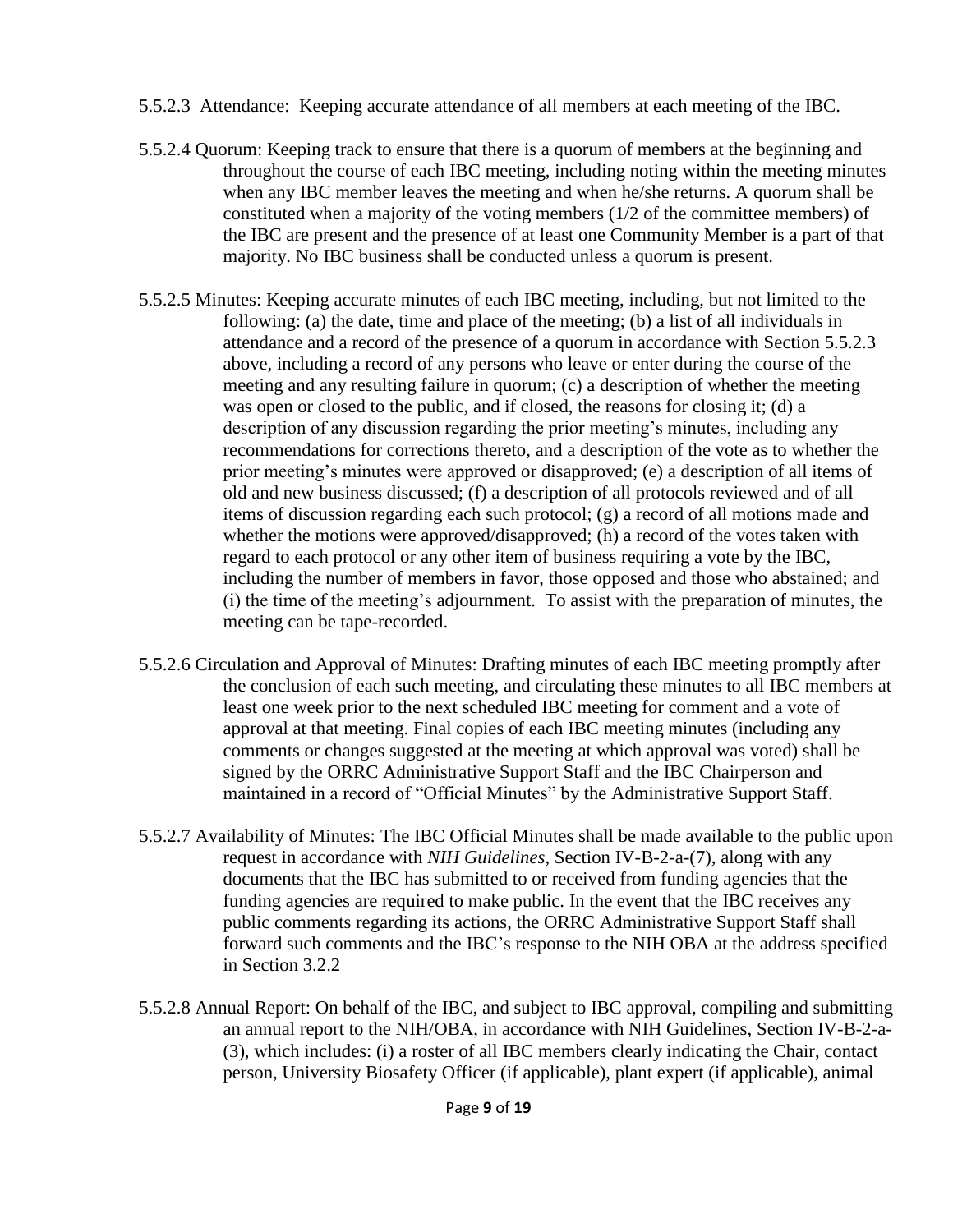5.5.2.3 Attendance: Keeping accurate attendance of all members at each meeting of the IBC.

5.5.2.4 Quorum: Keeping track to ensure that there is a quorum of members at the beginning and throughout the course of each IBC meeting, including noting within the meeting minutes when any IBC member leaves the meeting and when he/she returns. A quorum shall be constituted when a majority of the voting members (1/2 of the committee members) of the IBC are present and the presence of at least one Community Member is a part of that majority. No IBC business shall be conducted unless a quorum is present.

5.5.2.5 Minutes: Keeping accurate minutes of each IBC meeting, including, but not limited to the following: (a) the date, time and place of the meeting; (b) a list of all individuals in attendance and a record of the presence of a quorum in accordance with Section 5.5.2.3 above, including a record of any persons who leave or enter during the course of the meeting and any resulting failure in quorum; (c) a description of whether the meeting was open or closed to the public, and if closed, the reasons for closing it; (d) a description of any discussion regarding the prior meeting's minutes, including any recommendations for corrections thereto, and a description of the vote as to whether the prior meeting's minutes were approved or disapproved; (e) a description of all items of old and new business discussed; (f) a description of all protocols reviewed and of all items of discussion regarding each such protocol; (g) a record of all motions made and whether the motions were approved/disapproved; (h) a record of the votes taken with regard to each protocol or any other item of business requiring a vote by the IBC, including the number of members in favor, those opposed and those who abstained; and (i) the time of the meeting's adjournment. To assist with the preparation of minutes, the meeting can be tape-recorded.

5.5.2.6 Circulation and Approval of Minutes: Drafting minutes of each IBC meeting promptly after the conclusion of each such meeting, and circulating these minutes to all IBC members at least one week prior to the next scheduled IBC meeting for comment and a vote of approval at that meeting. Final copies of each IBC meeting minutes (including any comments or changes suggested at the meeting at which approval was voted) shall be signed by the ORRC Administrative Support Staff and the IBC Chairperson and maintained in a record of "Official Minutes" by the Administrative Support Staff.

5.5.2.7 Availability of Minutes: The IBC Official Minutes shall be made available to the public upon request in accordance with *NIH Guidelines*, Section IV-B-2-a-(7), along with any documents that the IBC has submitted to or received from funding agencies that the funding agencies are required to make public. In the event that the IBC receives any public comments regarding its actions, the ORRC Administrative Support Staff shall forward such comments and the IBC's response to the NIH OBA at the address specified in Section 3.2.2

5.5.2.8 Annual Report: On behalf of the IBC, and subject to IBC approval, compiling and submitting an annual report to the NIH/OBA, in accordance with NIH Guidelines, Section IV-B-2-a-(3), which includes: (i) a roster of all IBC members clearly indicating the Chair, contact person, University Biosafety Officer (if applicable), plant expert (if applicable), animal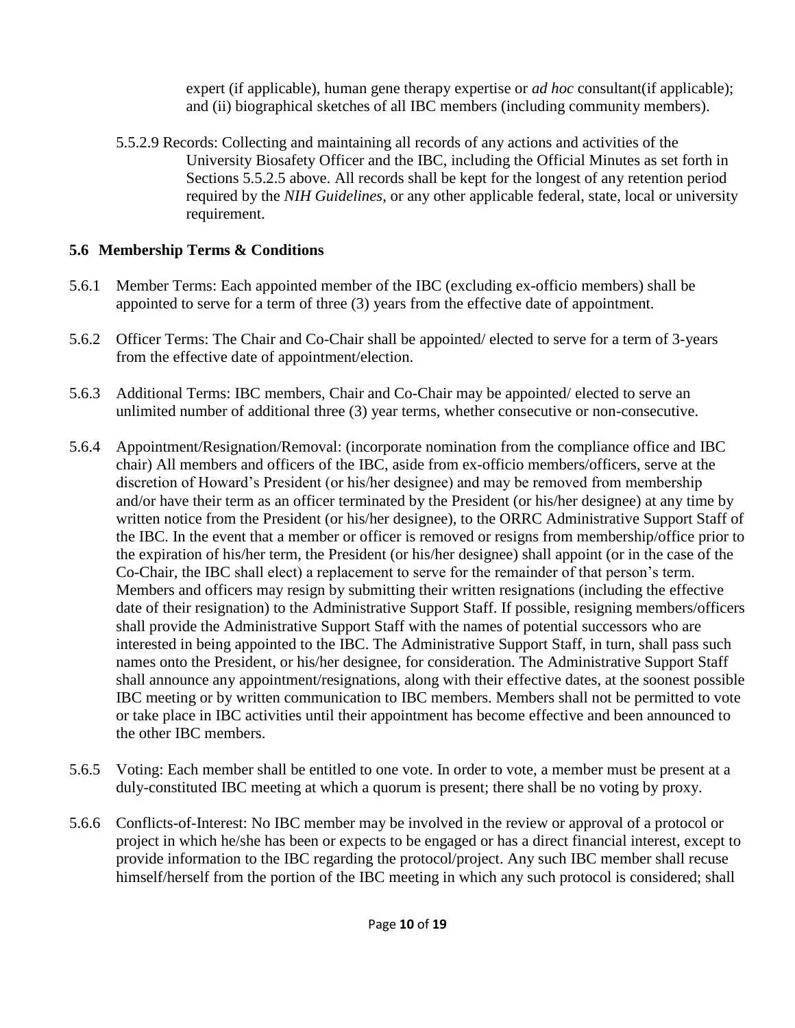expert (if applicable), human gene therapy expertise or *ad hoc* consultant(if applicable); and (ii) biographical sketches of all IBC members (including community members).

5.5.2.9 Records: Collecting and maintaining all records of any actions and activities of the University Biosafety Officer and the IBC, including the Official Minutes as set forth in Sections 5.5.2.5 above. All records shall be kept for the longest of any retention period required by the *NIH Guidelines*, or any other applicable federal, state, local or university requirement.

## 5.6 Membership Terms & Conditions

5.6.1 Member Terms: Each appointed member of the IBC (excluding ex-officio members) shall be appointed to serve for a term of three (3) years from the effective date of appointment.

5.6.2 Officer Terms: The Chair and Co-Chair shall be appointed/ elected to serve for a term of 3-years from the effective date of appointment/election.

5.6.3 Additional Terms: IBC members, Chair and Co-Chair may be appointed/ elected to serve an unlimited number of additional three (3) year terms, whether consecutive or non-consecutive.

5.6.4 Appointment/Resignation/Removal: (incorporate nomination from the compliance office and IBC chair) All members and officers of the IBC, aside from ex-officio members/officers, serve at the discretion of Howard's President (or his/her designee) and may be removed from membership and/or have their term as an officer terminated by the President (or his/her designee) at any time by written notice from the President (or his/her designee), to the ORRC Administrative Support Staff of the IBC. In the event that a member or officer is removed or resigns from membership/office prior to the expiration of his/her term, the President (or his/her designee) shall appoint (or in the case of the Co-Chair, the IBC shall elect) a replacement to serve for the remainder of that person's term. Members and officers may resign by submitting their written resignations (including the effective date of their resignation) to the Administrative Support Staff. If possible, resigning members/officers shall provide the Administrative Support Staff with the names of potential successors who are interested in being appointed to the IBC. The Administrative Support Staff, in turn, shall pass such names onto the President, or his/her designee, for consideration. The Administrative Support Staff shall announce any appointment/resignations, along with their effective dates, at the soonest possible IBC meeting or by written communication to IBC members. Members shall not be permitted to vote or take place in IBC activities until their appointment has become effective and been announced to the other IBC members.

5.6.5 Voting: Each member shall be entitled to one vote. In order to vote, a member must be present at a duly-constituted IBC meeting at which a quorum is present; there shall be no voting by proxy.

5.6.6 Conflicts-of-Interest: No IBC member may be involved in the review or approval of a protocol or project in which he/she has been or expects to be engaged or has a direct financial interest, except to provide information to the IBC regarding the protocol/project. Any such IBC member shall recuse himself/herself from the portion of the IBC meeting in which any such protocol is considered; shall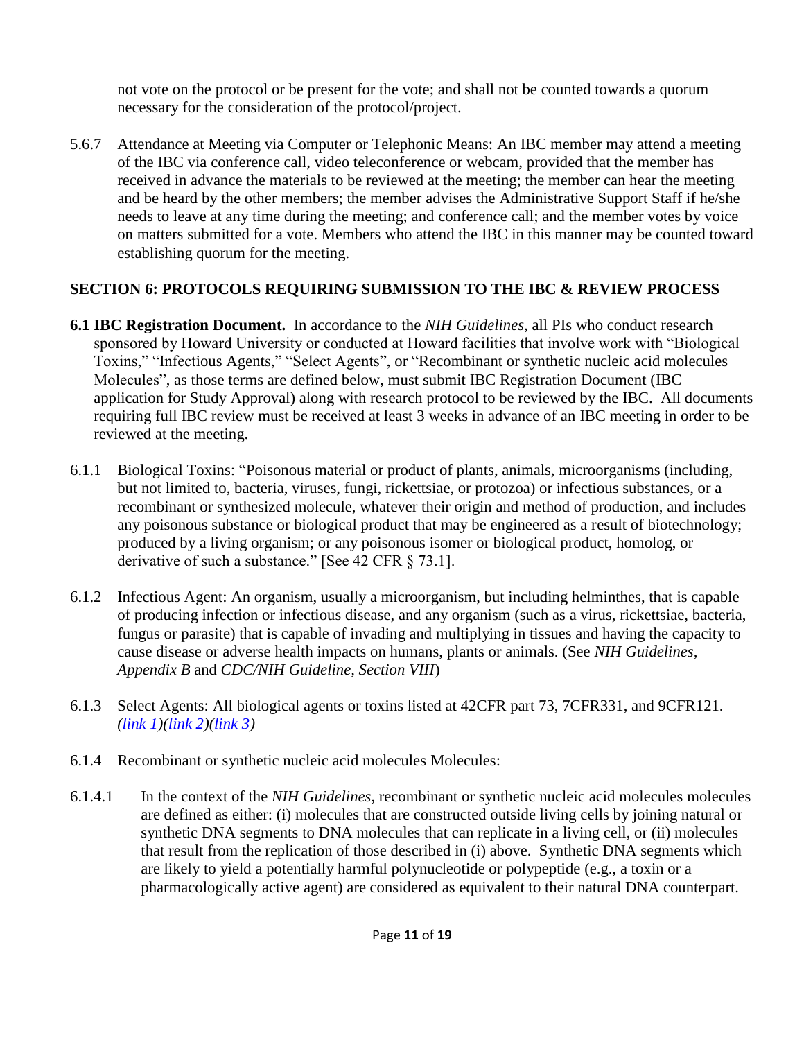not vote on the protocol or be present for the vote; and shall not be counted towards a quorum necessary for the consideration of the protocol/project.

5.6.7 Attendance at Meeting via Computer or Telephonic Means: An IBC member may attend a meeting of the IBC via conference call, video teleconference or webcam, provided that the member has received in advance the materials to be reviewed at the meeting; the member can hear the meeting and be heard by the other members; the member advises the Administrative Support Staff if he/she needs to leave at any time during the meeting; and conference call; and the member votes by voice on matters submitted for a vote. Members who attend the IBC in this manner may be counted toward establishing quorum for the meeting.

## SECTION 6: PROTOCOLS REQUIRING SUBMISSION TO THE IBC & REVIEW PROCESS

**6.1 IBC Registration Document.** In accordance to the *NIH Guidelines*, all PIs who conduct research sponsored by Howard University or conducted at Howard facilities that involve work with "Biological Toxins," "Infectious Agents," "Select Agents", or "Recombinant or synthetic nucleic acid molecules Molecules", as those terms are defined below, must submit IBC Registration Document (IBC application for Study Approval) along with research protocol to be reviewed by the IBC. All documents requiring full IBC review must be received at least 3 weeks in advance of an IBC meeting in order to be reviewed at the meeting.

6.1.1 Biological Toxins: "Poisonous material or product of plants, animals, microorganisms (including, but not limited to, bacteria, viruses, fungi, rickettsiae, or protozoa) or infectious substances, or a recombinant or synthesized molecule, whatever their origin and method of production, and includes any poisonous substance or biological product that may be engineered as a result of biotechnology; produced by a living organism; or any poisonous isomer or biological product, homolog, or derivative of such a substance." [See 42 CFR § 73.1].

6.1.2 Infectious Agent: An organism, usually a microorganism, but including helminthes, that is capable of producing infection or infectious disease, and any organism (such as a virus, rickettsiae, bacteria, fungus or parasite) that is capable of invading and multiplying in tissues and having the capacity to cause disease or adverse health impacts on humans, plants or animals. (See *NIH Guidelines, Appendix B* and *CDC/NIH Guideline, Section VIII*)

6.1.3 Select Agents: All biological agents or toxins listed at 42CFR part 73, 7CFR331, and 9CFR121. *(link 1)(link 2)(link 3)*

6.1.4 Recombinant or synthetic nucleic acid molecules Molecules:

6.1.4.1 In the context of the *NIH Guidelines*, recombinant or synthetic nucleic acid molecules molecules are defined as either: (i) molecules that are constructed outside living cells by joining natural or synthetic DNA segments to DNA molecules that can replicate in a living cell, or (ii) molecules that result from the replication of those described in (i) above. Synthetic DNA segments which are likely to yield a potentially harmful polynucleotide or polypeptide (e.g., a toxin or a pharmacologically active agent) are considered as equivalent to their natural DNA counterpart.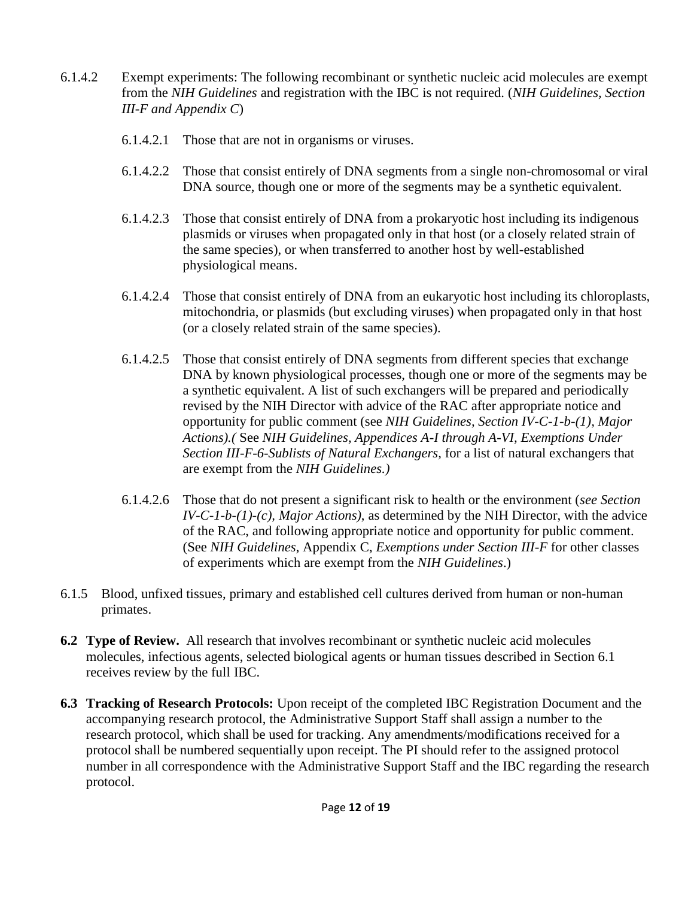6.1.4.2 Exempt experiments: The following recombinant or synthetic nucleic acid molecules are exempt from the *NIH Guidelines* and registration with the IBC is not required. (*NIH Guidelines, Section III-F and Appendix C*)

6.1.4.2.1 Those that are not in organisms or viruses.

6.1.4.2.2 Those that consist entirely of DNA segments from a single non-chromosomal or viral DNA source, though one or more of the segments may be a synthetic equivalent.

6.1.4.2.3 Those that consist entirely of DNA from a prokaryotic host including its indigenous plasmids or viruses when propagated only in that host (or a closely related strain of the same species), or when transferred to another host by well-established physiological means.

6.1.4.2.4 Those that consist entirely of DNA from an eukaryotic host including its chloroplasts, mitochondria, or plasmids (but excluding viruses) when propagated only in that host (or a closely related strain of the same species).

6.1.4.2.5 Those that consist entirely of DNA segments from different species that exchange DNA by known physiological processes, though one or more of the segments may be a synthetic equivalent. A list of such exchangers will be prepared and periodically revised by the NIH Director with advice of the RAC after appropriate notice and opportunity for public comment (see *NIH Guidelines, Section IV-C-1-b-(1), Major Actions).(* See *NIH Guidelines, Appendices A-I through A-VI, Exemptions Under Section III-F-6-Sublists of Natural Exchangers,* for a list of natural exchangers that are exempt from the *NIH Guidelines.)*

6.1.4.2.6 Those that do not present a significant risk to health or the environment (*see Section IV-C-1-b-(1)-(c), Major Actions),* as determined by the NIH Director, with the advice of the RAC, and following appropriate notice and opportunity for public comment. (See *NIH Guidelines*, Appendix C, *Exemptions under Section III-F* for other classes of experiments which are exempt from the *NIH Guidelines*.)

6.1.5 Blood, unfixed tissues, primary and established cell cultures derived from human or non-human primates.

**6.2 Type of Review.** All research that involves recombinant or synthetic nucleic acid molecules molecules, infectious agents, selected biological agents or human tissues described in Section 6.1 receives review by the full IBC.

**6.3 Tracking of Research Protocols:** Upon receipt of the completed IBC Registration Document and the accompanying research protocol, the Administrative Support Staff shall assign a number to the research protocol, which shall be used for tracking. Any amendments/modifications received for a protocol shall be numbered sequentially upon receipt. The PI should refer to the assigned protocol number in all correspondence with the Administrative Support Staff and the IBC regarding the research protocol.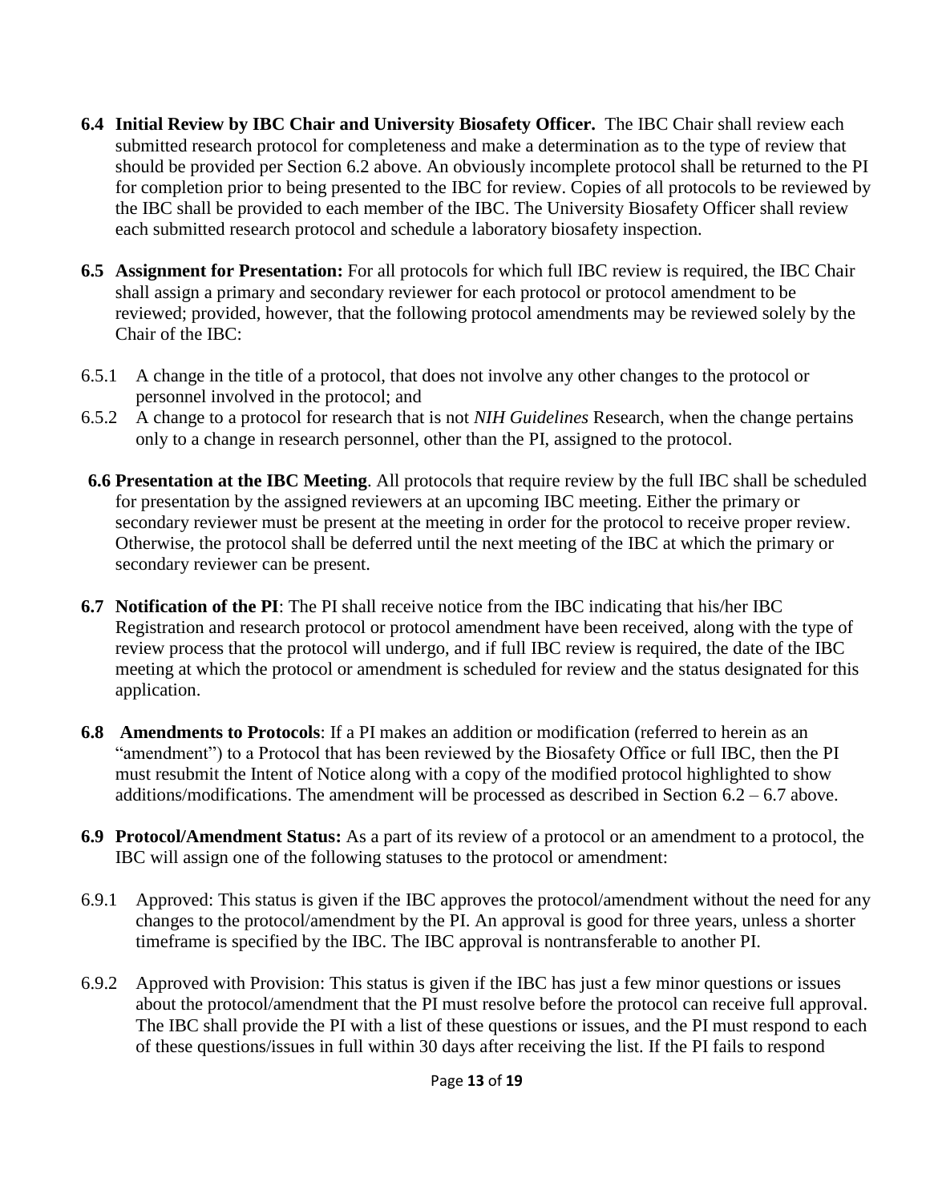**6.4 Initial Review by IBC Chair and University Biosafety Officer.** The IBC Chair shall review each submitted research protocol for completeness and make a determination as to the type of review that should be provided per Section 6.2 above. An obviously incomplete protocol shall be returned to the PI for completion prior to being presented to the IBC for review. Copies of all protocols to be reviewed by the IBC shall be provided to each member of the IBC. The University Biosafety Officer shall review each submitted research protocol and schedule a laboratory biosafety inspection.

**6.5 Assignment for Presentation:** For all protocols for which full IBC review is required, the IBC Chair shall assign a primary and secondary reviewer for each protocol or protocol amendment to be reviewed; provided, however, that the following protocol amendments may be reviewed solely by the Chair of the IBC:

6.5.1 A change in the title of a protocol, that does not involve any other changes to the protocol or personnel involved in the protocol; and

6.5.2 A change to a protocol for research that is not *NIH Guidelines* Research, when the change pertains only to a change in research personnel, other than the PI, assigned to the protocol.

**6.6 Presentation at the IBC Meeting**. All protocols that require review by the full IBC shall be scheduled for presentation by the assigned reviewers at an upcoming IBC meeting. Either the primary or secondary reviewer must be present at the meeting in order for the protocol to receive proper review. Otherwise, the protocol shall be deferred until the next meeting of the IBC at which the primary or secondary reviewer can be present.

**6.7 Notification of the PI**: The PI shall receive notice from the IBC indicating that his/her IBC Registration and research protocol or protocol amendment have been received, along with the type of review process that the protocol will undergo, and if full IBC review is required, the date of the IBC meeting at which the protocol or amendment is scheduled for review and the status designated for this application.

**6.8 Amendments to Protocols**: If a PI makes an addition or modification (referred to herein as an "amendment") to a Protocol that has been reviewed by the Biosafety Office or full IBC, then the PI must resubmit the Intent of Notice along with a copy of the modified protocol highlighted to show additions/modifications. The amendment will be processed as described in Section 6.2 – 6.7 above.

**6.9 Protocol/Amendment Status:** As a part of its review of a protocol or an amendment to a protocol, the IBC will assign one of the following statuses to the protocol or amendment:

6.9.1 Approved: This status is given if the IBC approves the protocol/amendment without the need for any changes to the protocol/amendment by the PI. An approval is good for three years, unless a shorter timeframe is specified by the IBC. The IBC approval is nontransferable to another PI.

6.9.2 Approved with Provision: This status is given if the IBC has just a few minor questions or issues about the protocol/amendment that the PI must resolve before the protocol can receive full approval. The IBC shall provide the PI with a list of these questions or issues, and the PI must respond to each of these questions/issues in full within 30 days after receiving the list. If the PI fails to respond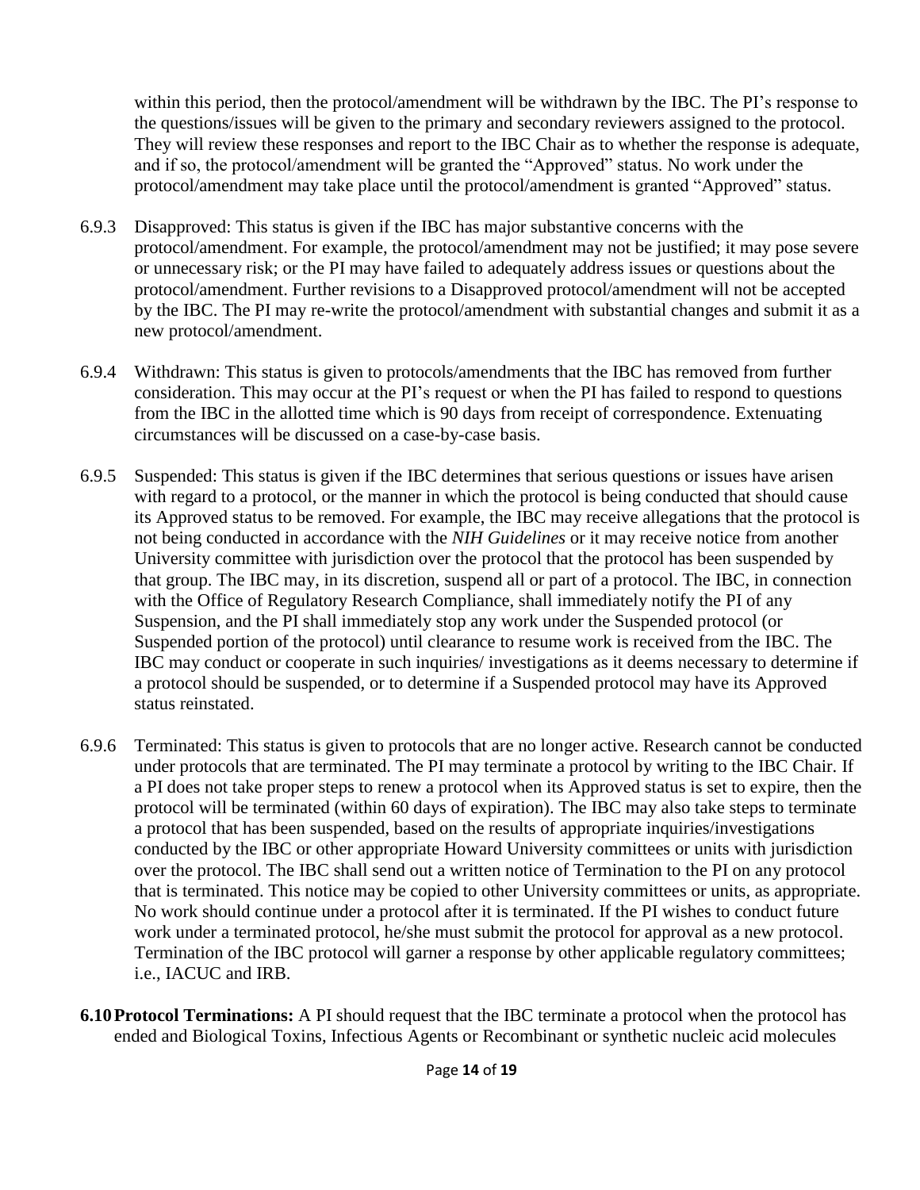within this period, then the protocol/amendment will be withdrawn by the IBC. The PI's response to the questions/issues will be given to the primary and secondary reviewers assigned to the protocol. They will review these responses and report to the IBC Chair as to whether the response is adequate, and if so, the protocol/amendment will be granted the "Approved" status. No work under the protocol/amendment may take place until the protocol/amendment is granted "Approved" status.

6.9.3 Disapproved: This status is given if the IBC has major substantive concerns with the protocol/amendment. For example, the protocol/amendment may not be justified; it may pose severe or unnecessary risk; or the PI may have failed to adequately address issues or questions about the protocol/amendment. Further revisions to a Disapproved protocol/amendment will not be accepted by the IBC. The PI may re-write the protocol/amendment with substantial changes and submit it as a new protocol/amendment.

6.9.4 Withdrawn: This status is given to protocols/amendments that the IBC has removed from further consideration. This may occur at the PI's request or when the PI has failed to respond to questions from the IBC in the allotted time which is 90 days from receipt of correspondence. Extenuating circumstances will be discussed on a case-by-case basis.

6.9.5 Suspended: This status is given if the IBC determines that serious questions or issues have arisen with regard to a protocol, or the manner in which the protocol is being conducted that should cause its Approved status to be removed. For example, the IBC may receive allegations that the protocol is not being conducted in accordance with the *NIH Guidelines* or it may receive notice from another University committee with jurisdiction over the protocol that the protocol has been suspended by that group. The IBC may, in its discretion, suspend all or part of a protocol. The IBC, in connection with the Office of Regulatory Research Compliance, shall immediately notify the PI of any Suspension, and the PI shall immediately stop any work under the Suspended protocol (or Suspended portion of the protocol) until clearance to resume work is received from the IBC. The IBC may conduct or cooperate in such inquiries/ investigations as it deems necessary to determine if a protocol should be suspended, or to determine if a Suspended protocol may have its Approved status reinstated.

6.9.6 Terminated: This status is given to protocols that are no longer active. Research cannot be conducted under protocols that are terminated. The PI may terminate a protocol by writing to the IBC Chair. If a PI does not take proper steps to renew a protocol when its Approved status is set to expire, then the protocol will be terminated (within 60 days of expiration). The IBC may also take steps to terminate a protocol that has been suspended, based on the results of appropriate inquiries/investigations conducted by the IBC or other appropriate Howard University committees or units with jurisdiction over the protocol. The IBC shall send out a written notice of Termination to the PI on any protocol that is terminated. This notice may be copied to other University committees or units, as appropriate. No work should continue under a protocol after it is terminated. If the PI wishes to conduct future work under a terminated protocol, he/she must submit the protocol for approval as a new protocol. Termination of the IBC protocol will garner a response by other applicable regulatory committees; i.e., IACUC and IRB.

**6.10 Protocol Terminations:** A PI should request that the IBC terminate a protocol when the protocol has ended and Biological Toxins, Infectious Agents or Recombinant or synthetic nucleic acid molecules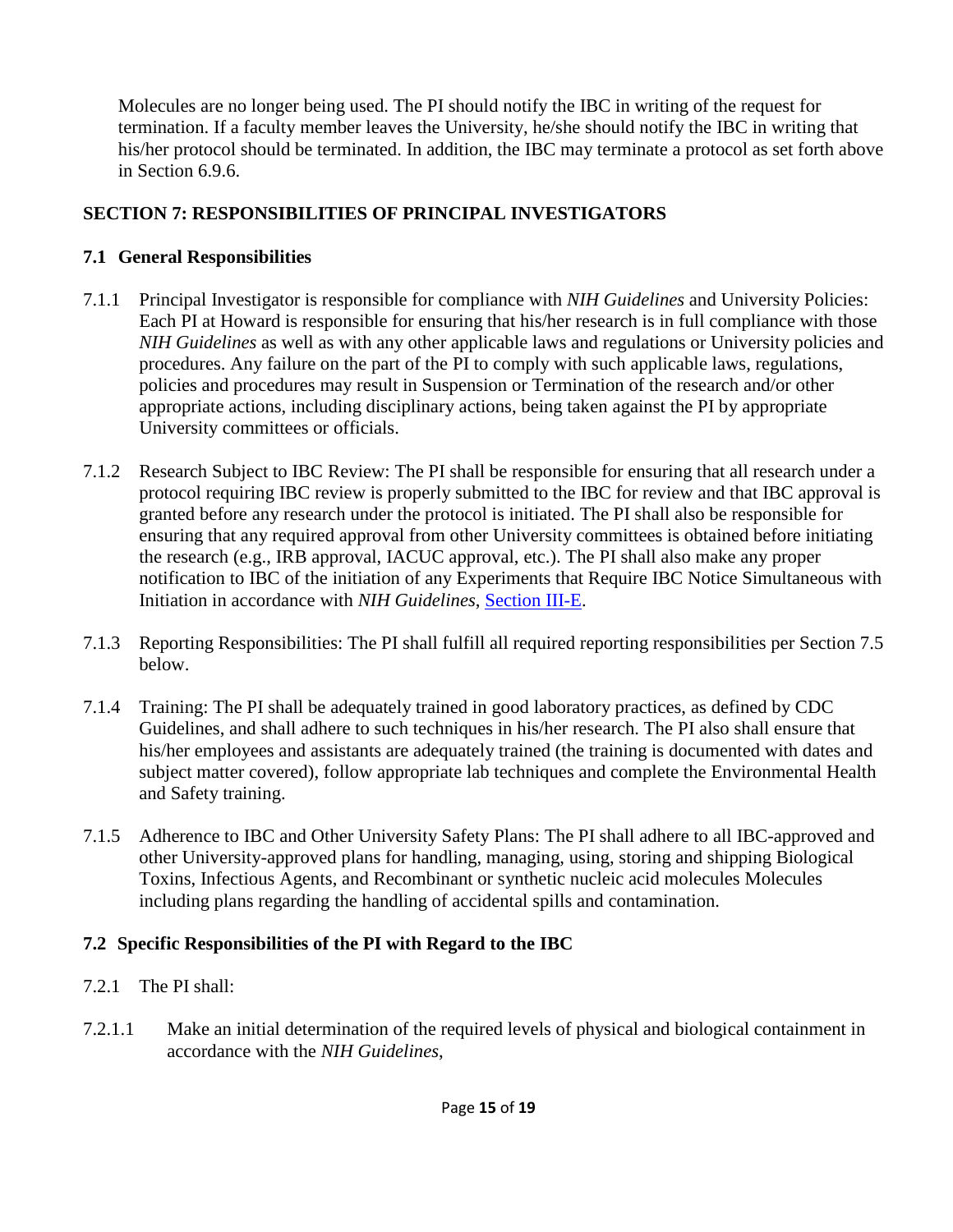Molecules are no longer being used. The PI should notify the IBC in writing of the request for termination. If a faculty member leaves the University, he/she should notify the IBC in writing that his/her protocol should be terminated. In addition, the IBC may terminate a protocol as set forth above in Section 6.9.6.

## SECTION 7: RESPONSIBILITIES OF PRINCIPAL INVESTIGATORS

### 7.1 General Responsibilities

7.1.1 Principal Investigator is responsible for compliance with *NIH Guidelines* and University Policies: Each PI at Howard is responsible for ensuring that his/her research is in full compliance with those *NIH Guidelines* as well as with any other applicable laws and regulations or University policies and procedures. Any failure on the part of the PI to comply with such applicable laws, regulations, policies and procedures may result in Suspension or Termination of the research and/or other appropriate actions, including disciplinary actions, being taken against the PI by appropriate University committees or officials.

7.1.2 Research Subject to IBC Review: The PI shall be responsible for ensuring that all research under a protocol requiring IBC review is properly submitted to the IBC for review and that IBC approval is granted before any research under the protocol is initiated. The PI shall also be responsible for ensuring that any required approval from other University committees is obtained before initiating the research (e.g., IRB approval, IACUC approval, etc.). The PI shall also make any proper notification to IBC of the initiation of any Experiments that Require IBC Notice Simultaneous with Initiation in accordance with *NIH Guidelines*, Section III-E.

7.1.3 Reporting Responsibilities: The PI shall fulfill all required reporting responsibilities per Section 7.5 below.

7.1.4 Training: The PI shall be adequately trained in good laboratory practices, as defined by CDC Guidelines, and shall adhere to such techniques in his/her research. The PI also shall ensure that his/her employees and assistants are adequately trained (the training is documented with dates and subject matter covered), follow appropriate lab techniques and complete the Environmental Health and Safety training.

7.1.5 Adherence to IBC and Other University Safety Plans: The PI shall adhere to all IBC-approved and other University-approved plans for handling, managing, using, storing and shipping Biological Toxins, Infectious Agents, and Recombinant or synthetic nucleic acid molecules Molecules including plans regarding the handling of accidental spills and contamination.

### 7.2 Specific Responsibilities of the PI with Regard to the IBC

7.2.1 The PI shall:

7.2.1.1 Make an initial determination of the required levels of physical and biological containment in accordance with the *NIH Guidelines*,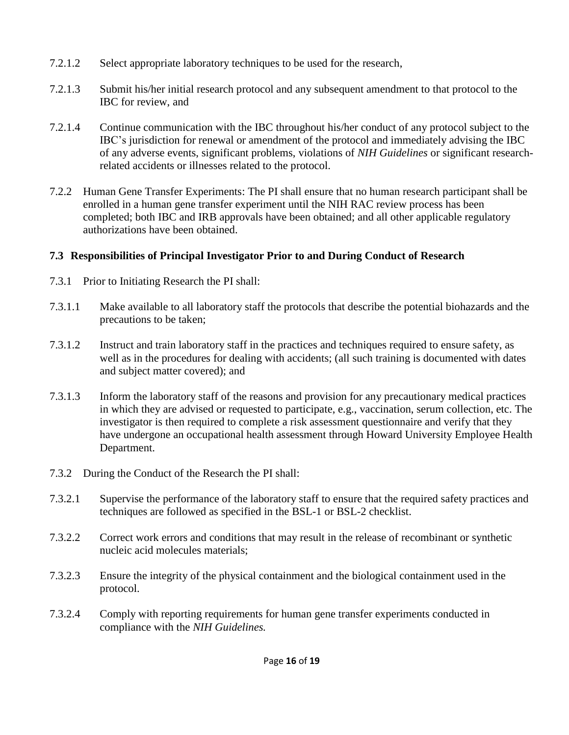7.2.1.2 Select appropriate laboratory techniques to be used for the research,

7.2.1.3 Submit his/her initial research protocol and any subsequent amendment to that protocol to the IBC for review, and

7.2.1.4 Continue communication with the IBC throughout his/her conduct of any protocol subject to the IBC's jurisdiction for renewal or amendment of the protocol and immediately advising the IBC of any adverse events, significant problems, violations of *NIH Guidelines* or significant research-related accidents or illnesses related to the protocol.

7.2.2 Human Gene Transfer Experiments: The PI shall ensure that no human research participant shall be enrolled in a human gene transfer experiment until the NIH RAC review process has been completed; both IBC and IRB approvals have been obtained; and all other applicable regulatory authorizations have been obtained.

### 7.3 Responsibilities of Principal Investigator Prior to and During Conduct of Research

7.3.1 Prior to Initiating Research the PI shall:

7.3.1.1 Make available to all laboratory staff the protocols that describe the potential biohazards and the precautions to be taken;

7.3.1.2 Instruct and train laboratory staff in the practices and techniques required to ensure safety, as well as in the procedures for dealing with accidents; (all such training is documented with dates and subject matter covered); and

7.3.1.3 Inform the laboratory staff of the reasons and provision for any precautionary medical practices in which they are advised or requested to participate, e.g., vaccination, serum collection, etc. The investigator is then required to complete a risk assessment questionnaire and verify that they have undergone an occupational health assessment through Howard University Employee Health Department.

7.3.2 During the Conduct of the Research the PI shall:

7.3.2.1 Supervise the performance of the laboratory staff to ensure that the required safety practices and techniques are followed as specified in the BSL-1 or BSL-2 checklist.

7.3.2.2 Correct work errors and conditions that may result in the release of recombinant or synthetic nucleic acid molecules materials;

7.3.2.3 Ensure the integrity of the physical containment and the biological containment used in the protocol.

7.3.2.4 Comply with reporting requirements for human gene transfer experiments conducted in compliance with the *NIH Guidelines.*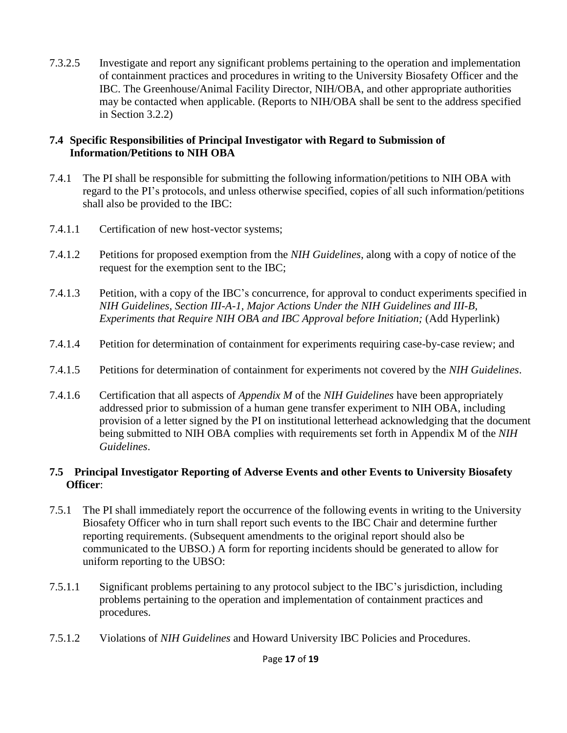7.3.2.5 Investigate and report any significant problems pertaining to the operation and implementation of containment practices and procedures in writing to the University Biosafety Officer and the IBC. The Greenhouse/Animal Facility Director, NIH/OBA, and other appropriate authorities may be contacted when applicable. (Reports to NIH/OBA shall be sent to the address specified in Section 3.2.2)

### 7.4 Specific Responsibilities of Principal Investigator with Regard to Submission of Information/Petitions to NIH OBA

7.4.1 The PI shall be responsible for submitting the following information/petitions to NIH OBA with regard to the PI's protocols, and unless otherwise specified, copies of all such information/petitions shall also be provided to the IBC:

7.4.1.1 Certification of new host-vector systems;

7.4.1.2 Petitions for proposed exemption from the *NIH Guidelines*, along with a copy of notice of the request for the exemption sent to the IBC;

7.4.1.3 Petition, with a copy of the IBC's concurrence, for approval to conduct experiments specified in *NIH Guidelines, Section III-A-1, Major Actions Under the NIH Guidelines and III-B, Experiments that Require NIH OBA and IBC Approval before Initiation;* (Add Hyperlink)

7.4.1.4 Petition for determination of containment for experiments requiring case-by-case review; and

7.4.1.5 Petitions for determination of containment for experiments not covered by the *NIH Guidelines*.

7.4.1.6 Certification that all aspects of *Appendix M* of the *NIH Guidelines* have been appropriately addressed prior to submission of a human gene transfer experiment to NIH OBA, including provision of a letter signed by the PI on institutional letterhead acknowledging that the document being submitted to NIH OBA complies with requirements set forth in Appendix M of the *NIH Guidelines*.

### 7.5 Principal Investigator Reporting of Adverse Events and other Events to University Biosafety Officer:

7.5.1 The PI shall immediately report the occurrence of the following events in writing to the University Biosafety Officer who in turn shall report such events to the IBC Chair and determine further reporting requirements. (Subsequent amendments to the original report should also be communicated to the UBSO.) A form for reporting incidents should be generated to allow for uniform reporting to the UBSO:

7.5.1.1 Significant problems pertaining to any protocol subject to the IBC's jurisdiction, including problems pertaining to the operation and implementation of containment practices and procedures.

7.5.1.2 Violations of *NIH Guidelines* and Howard University IBC Policies and Procedures.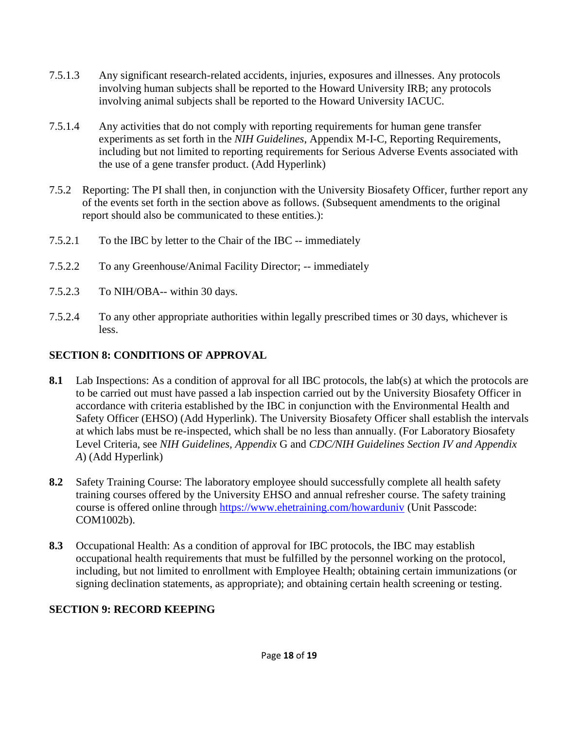7.5.1.3 Any significant research-related accidents, injuries, exposures and illnesses. Any protocols involving human subjects shall be reported to the Howard University IRB; any protocols involving animal subjects shall be reported to the Howard University IACUC.

7.5.1.4 Any activities that do not comply with reporting requirements for human gene transfer experiments as set forth in the *NIH Guidelines*, Appendix M-I-C, Reporting Requirements, including but not limited to reporting requirements for Serious Adverse Events associated with the use of a gene transfer product. (Add Hyperlink)

7.5.2 Reporting: The PI shall then, in conjunction with the University Biosafety Officer, further report any of the events set forth in the section above as follows. (Subsequent amendments to the original report should also be communicated to these entities.):

7.5.2.1 To the IBC by letter to the Chair of the IBC -- immediately

7.5.2.2 To any Greenhouse/Animal Facility Director; -- immediately

7.5.2.3 To NIH/OBA-- within 30 days.

7.5.2.4 To any other appropriate authorities within legally prescribed times or 30 days, whichever is less.

## SECTION 8: CONDITIONS OF APPROVAL

**8.1** Lab Inspections: As a condition of approval for all IBC protocols, the lab(s) at which the protocols are to be carried out must have passed a lab inspection carried out by the University Biosafety Officer in accordance with criteria established by the IBC in conjunction with the Environmental Health and Safety Officer (EHSO) (Add Hyperlink). The University Biosafety Officer shall establish the intervals at which labs must be re-inspected, which shall be no less than annually. (For Laboratory Biosafety Level Criteria, see *NIH Guidelines, Appendix* G and *CDC/NIH Guidelines Section IV and Appendix A*) (Add Hyperlink)

**8.2** Safety Training Course: The laboratory employee should successfully complete all health safety training courses offered by the University EHSO and annual refresher course. The safety training course is offered online through https://www.ehetraining.com/howarduniv (Unit Passcode: COM1002b).

**8.3** Occupational Health: As a condition of approval for IBC protocols, the IBC may establish occupational health requirements that must be fulfilled by the personnel working on the protocol, including, but not limited to enrollment with Employee Health; obtaining certain immunizations (or signing declination statements, as appropriate); and obtaining certain health screening or testing.

## SECTION 9: RECORD KEEPING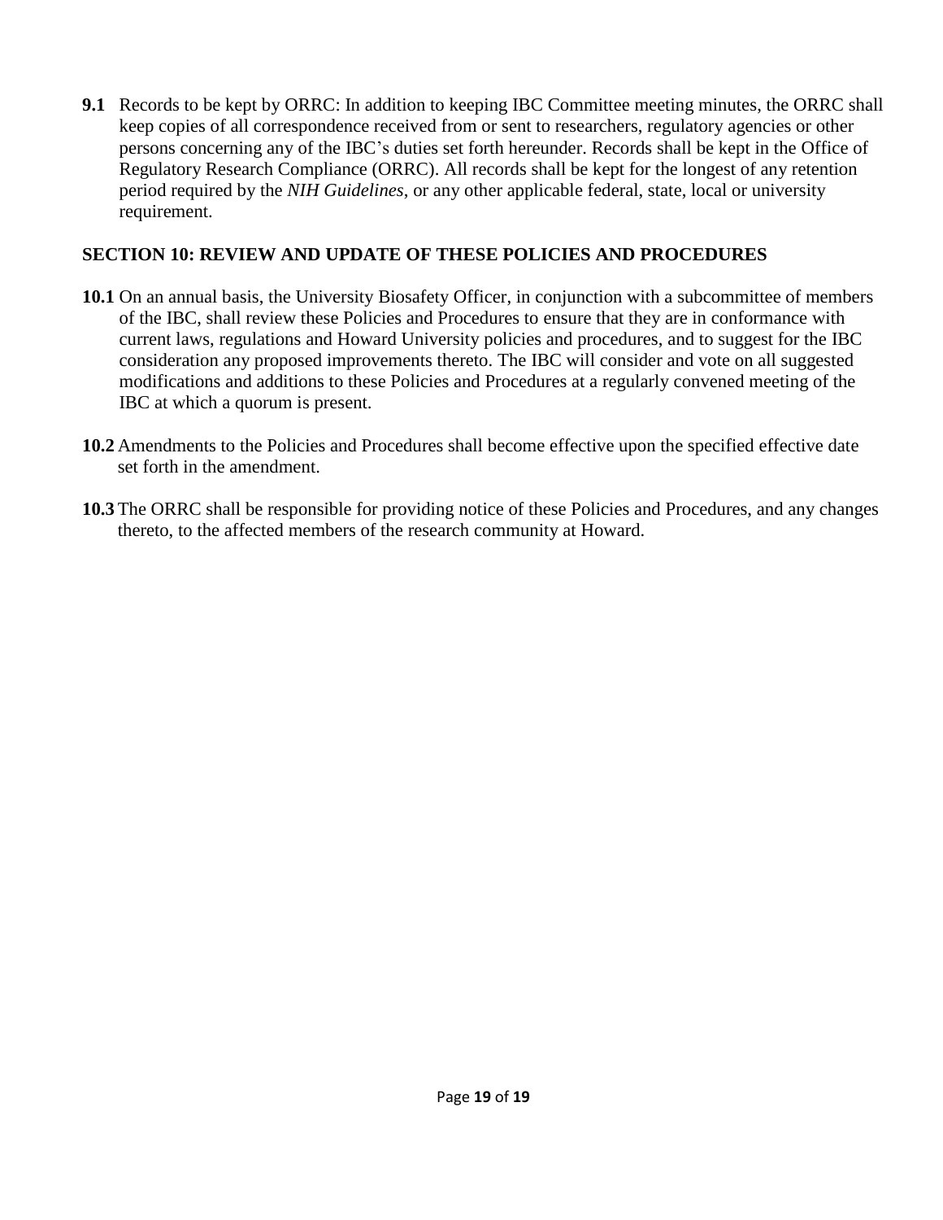**9.1** Records to be kept by ORRC: In addition to keeping IBC Committee meeting minutes, the ORRC shall keep copies of all correspondence received from or sent to researchers, regulatory agencies or other persons concerning any of the IBC's duties set forth hereunder. Records shall be kept in the Office of Regulatory Research Compliance (ORRC). All records shall be kept for the longest of any retention period required by the *NIH Guidelines*, or any other applicable federal, state, local or university requirement.

## SECTION 10: REVIEW AND UPDATE OF THESE POLICIES AND PROCEDURES

**10.1** On an annual basis, the University Biosafety Officer, in conjunction with a subcommittee of members of the IBC, shall review these Policies and Procedures to ensure that they are in conformance with current laws, regulations and Howard University policies and procedures, and to suggest for the IBC consideration any proposed improvements thereto. The IBC will consider and vote on all suggested modifications and additions to these Policies and Procedures at a regularly convened meeting of the IBC at which a quorum is present.

**10.2** Amendments to the Policies and Procedures shall become effective upon the specified effective date set forth in the amendment.

**10.3** The ORRC shall be responsible for providing notice of these Policies and Procedures, and any changes thereto, to the affected members of the research community at Howard.